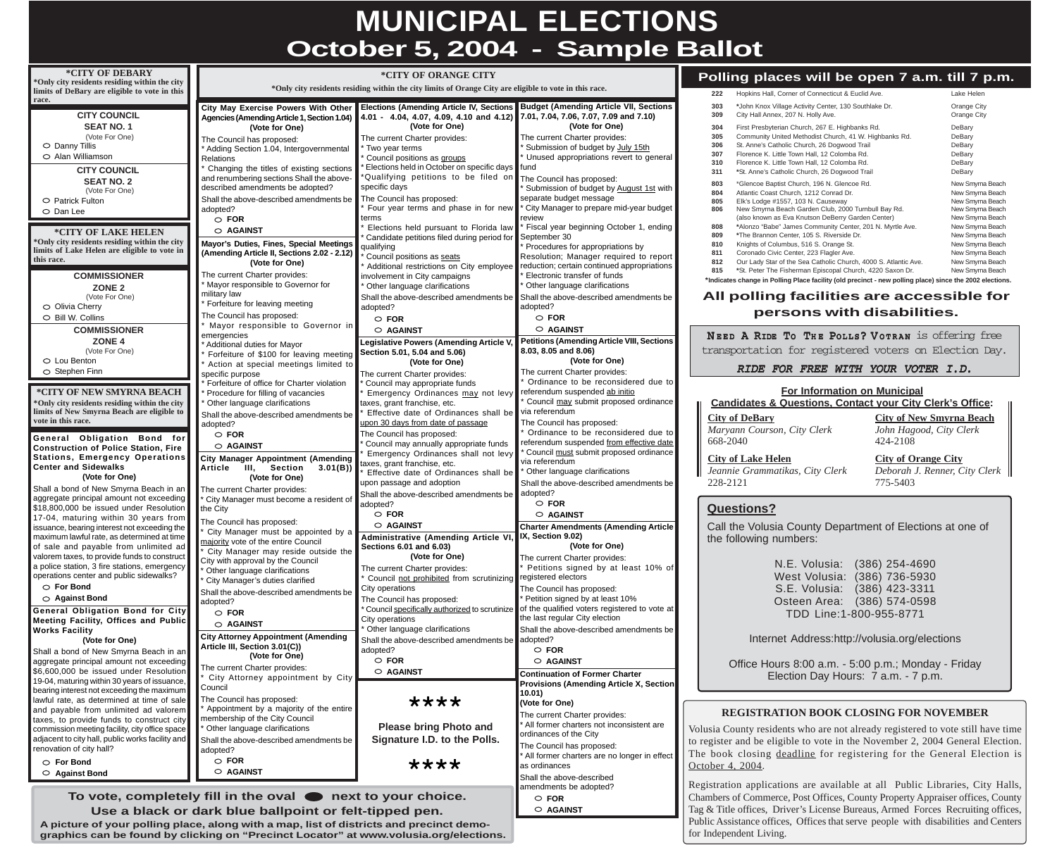# MUNICIPAL ELECTIONS
## October 5, 2004 - Sample Ballot

### *CITY OF DEBARY

*Only city residents residing within the city limits of DeBary are eligible to vote in this race.

**CITY COUNCIL SEAT NO. 1**
(Vote For One)

- ○ Danny Tillis
- ○ Alan Williamson

**CITY COUNCIL SEAT NO. 2**
(Vote For One)

- ○ Patrick Fulton
- ○ Dan Lee

### *CITY OF LAKE HELEN

*Only city residents residing within the city limits of Lake Helen are eligible to vote in this race.

**COMMISSIONER ZONE 2**
(Vote For One)

- ○ Olivia Cherry
- ○ Bill W. Collins

**COMMISSIONER ZONE 4**
(Vote For One)

- ○ Lou Benton
- ○ Stephen Finn

### *CITY OF NEW SMYRNA BEACH

*Only city residents residing within the city limits of New Smyrna Beach are eligible to vote in this race.

**General Obligation Bond for Construction of Police Station, Fire Stations, Emergency Operations Center and Sidewalks**
(Vote for One)

Shall a bond of New Smyrna Beach in an aggregate principal amount not exceeding $18,800,000 be issued under Resolution 17-04, maturing within 30 years from issuance, bearing interest not exceeding the maximum lawful rate, as determined at time of sale and payable from unlimited ad valorem taxes, to provide funds to construct a police station, 3 fire stations, emergency operations center and public sidewalks?

- ○ **For Bond**
- ○ **Against Bond**

**General Obligation Bond for City Meeting Facility, Offices and Public Works Facility**
(Vote for One)

Shall a bond of New Smyrna Beach in an aggregate principal amount not exceeding $6,600,000 be issued under Resolution 19-04, maturing within 30 years of issuance, bearing interest not exceeding the maximum lawful rate, as determined at time of sale and payable from unlimited ad valorem taxes, to provide funds to construct city commission meeting facility, city office space adjacent to city hall, public works facility and renovation of city hall?

- ○ **For Bond**
- ○ **Against Bond**

### *CITY OF ORANGE CITY

*Only city residents residing within the city limits of Orange City are eligible to vote in this race.

**City May Exercise Powers With Other Agencies (Amending Article 1, Section 1.04)**
(Vote for One)

The Council has proposed:
* Adding Section 1.04, Intergovernmental Relations
* Changing the titles of existing sections and renumbering sections Shall the above-described amendments be adopted?

Shall the above-described amendments be adopted?

- ○ **FOR**
- ○ **AGAINST**

**Mayor's Duties, Fines, Special Meetings (Amending Article II, Sections 2.02 - 2.12)**
(Vote for One)

The current Charter provides:
* Mayor responsible to Governor for military law
* Forfeiture for leaving meeting

The Council has proposed:
* Mayor responsible to Governor in emergencies
* Additional duties for Mayor
* Forfeiture of $100 for leaving meeting
* Action at special meetings limited to specific purpose
* Forfeiture of office for Charter violation
* Procedure for filling of vacancies
* Other language clarifications

Shall the above-described amendments be adopted?

- ○ **FOR**
- ○ **AGAINST**

**City Manager Appointment (Amending Article III, Section 3.01(B))**
(Vote for One)

The current Charter provides:
* City Manager must become a resident of the City

The Council has proposed:
* City Manager must be appointed by a <u>majority</u> vote of the entire Council
* City Manager may reside outside the City with approval by the Council
* Other language clarifications
* City Manager's duties clarified

Shall the above-described amendments be adopted?

- ○ **FOR**
- ○ **AGAINST**

**City Attorney Appointment (Amending Article III, Section 3.01(C))**
(Vote for One)

The current Charter provides:
* City Attorney appointment by City Council

The Council has proposed:
* Appointment by a majority of the entire membership of the City Council
* Other language clarifications

Shall the above-described amendments be adopted?

- ○ **FOR**
- ○ **AGAINST**

**Elections (Amending Article IV, Sections 4.01 - 4.04, 4.07, 4.09, 4.10 and 4.12)**
(Vote for One)

The current Charter provides:
* Two year terms
* Council positions as <u>groups</u>
* Elections held in October on specific days
*Qualifying petitions to be filed on specific days

The Council has proposed:
* Four year terms and phase in for new terms
* Elections held pursuant to Florida law
* Candidate petitions filed during period for qualifying
* Council positions as <u>seats</u>
* Additional restrictions on City employee involvement in City campaigns
* Other language clarifications

Shall the above-described amendments be adopted?

- ○ **FOR**
- ○ **AGAINST**

**Legislative Powers (Amending Article V, Section 5.01, 5.04 and 5.06)**
(Vote for One)

The current Charter provides:
* Council may appropriate funds
* Emergency Ordinances <u>may</u> not levy taxes, grant franchise, etc.
* Effective date of Ordinances shall be <u>upon 30 days from date of passage</u>

The Council has proposed:
* Council may annually appropriate funds
* Emergency Ordinances shall not levy taxes, grant franchise, etc.
* Effective date of Ordinances shall be upon passage and adoption

Shall the above-described amendments be adopted?

- ○ **FOR**
- ○ **AGAINST**

**Administrative (Amending Article VI, Sections 6.01 and 6.03)**
(Vote for One)

The current Charter provides:
* Council <u>not prohibited</u> from scrutinizing City operations

The Council has proposed:
* Council <u>specifically authorized</u> to scrutinize City operations
* Other language clarifications

Shall the above-described amendments be adopted?

- ○ **FOR**
- ○ **AGAINST**

****

**Please bring Photo and Signature I.D. to the Polls.**

****

**Budget (Amending Article VII, Sections 7.01, 7.04, 7.06, 7.07, 7.09 and 7.10)**
(Vote for One)

The current Charter provides:
* Submission of budget by <u>July 15th</u>
* Unused appropriations revert to general fund

The Council has proposed:
* Submission of budget by <u>August 1st</u> with separate budget message
* City Manager to prepare mid-year budget review
* Fiscal year beginning October 1, ending September 30
* Procedures for appropriations by Resolution; Manager required to report reduction; certain continued appropriations
* Electronic transfer of funds
* Other language clarifications

Shall the above-described amendments be adopted?

- ○ **FOR**
- ○ **AGAINST**

**Petitions (Amending Article VIII, Sections 8.03, 8.05 and 8.06)**
(Vote for One)

The current Charter provides:
* Ordinance to be reconsidered due to referendum suspended <u>ab initio</u>
* Council <u>may</u> submit proposed ordinance via referendum

The Council has proposed:
* Ordinance to be reconsidered due to referendum suspended <u>from effective date</u>
* Council <u>must</u> submit proposed ordinance via referendum
* Other language clarifications

Shall the above-described amendments be adopted?

- ○ **FOR**
- ○ **AGAINST**

**Charter Amendments (Amending Article IX, Section 9.02)**
(Vote for One)

The current Charter provides:
* Petitions signed by at least 10% of registered electors

The Council has proposed:
* Petition signed by at least 10% of the qualified voters registered to vote at the last regular City election

Shall the above-described amendments be adopted?

- ○ **FOR**
- ○ **AGAINST**

**Continuation of Former Charter Provisions (Amending Article X, Section 10.01)**
**(Vote for One)**

The current Charter provides:
* All former charters not inconsistent are ordinances of the City

The Council has proposed:
* All former charters are no longer in effect as ordinances

Shall the above-described amendments be adopted?

- ○ **FOR**
- ○ **AGAINST**

**To vote, completely fill in the oval ⬬ next to your choice.**
**Use a black or dark blue ballpoint or felt-tipped pen.**

**A picture of your polling place, along with a map, list of districts and precinct demographics can be found by clicking on "Precinct Locator" at www.volusia.org/elections.**

## Polling places will be open 7 a.m. till 7 p.m.

| Precinct | Location | City |
|---|---|---|
| 222 | Hopkins Hall, Corner of Connecticut & Euclid Ave. | Lake Helen |
| 303 | *John Knox Village Activity Center, 130 Southlake Dr. | Orange City |
| 309 | City Hall Annex, 207 N. Holly Ave. | Orange City |
| 304 | First Presbyterian Church, 267 E. Highbanks Rd. | DeBary |
| 305 | Community United Methodist Church, 41 W. Highbanks Rd. | DeBary |
| 306 | St. Anne's Catholic Church, 26 Dogwood Trail | DeBary |
| 307 | Florence K. Little Town Hall, 12 Colomba Rd. | DeBary |
| 310 | Florence K. Little Town Hall, 12 Colomba Rd. | DeBary |
| 311 | *St. Anne's Catholic Church, 26 Dogwood Trail | DeBary |
| 803 | *Glencoe Baptist Church, 196 N. Glencoe Rd. | New Smyrna Beach |
| 804 | Atlantic Coast Church, 1212 Conrad Dr. | New Smyrna Beach |
| 805 | Elk's Lodge #1557, 103 N. Causeway | New Smyrna Beach |
| 806 | New Smyrna Beach Garden Club, 2000 Turnbull Bay Rd. (also known as Eva Knutson DeBerry Garden Center) | New Smyrna Beach |
| 808 | *Alonzo "Babe" James Community Center, 201 N. Myrtle Ave. | New Smyrna Beach |
| 809 | *The Brannon Center, 105 S. Riverside Dr. | New Smyrna Beach |
| 810 | Knights of Columbus, 516 S. Orange St. | New Smyrna Beach |
| 811 | Coronado Civic Center, 223 Flagler Ave. | New Smyrna Beach |
| 812 | Our Lady Star of the Sea Catholic Church, 4000 S. Atlantic Ave. | New Smyrna Beach |
| 815 | *St. Peter The Fisherman Episcopal Church, 4220 Saxon Dr. | New Smyrna Beach |

***Indicates change in Polling Place facility (old precinct - new polling place) since the 2002 elections.**

**All polling facilities are accessible for persons with disabilities.**

**NEED A RIDE TO THE POLLS? VOTRAN** is offering free transportation for registered voters on Election Day.

***RIDE FOR FREE WITH YOUR VOTER I.D.***

**<u>For Information on Municipal Candidates & Questions, Contact your City Clerk's Office</u>:**

**<u>City of DeBary</u>**
*Maryann Courson, City Clerk*
668-2040

**<u>City of New Smyrna Beach</u>**
*John Hagood, City Clerk*
424-2108

**<u>City of Lake Helen</u>**
*Jeannie Grammatikas, City Clerk*
228-2121

**<u>City of Orange City</u>**
*Deborah J. Renner, City Clerk*
775-5403

### Questions?

Call the Volusia County Department of Elections at one of the following numbers:

N.E. Volusia: (386) 254-4690
West Volusia: (386) 736-5930
S.E. Volusia: (386) 423-3311
Osteen Area: (386) 574-0598
TDD Line:1-800-955-8771

Internet Address:http://volusia.org/elections

Office Hours 8:00 a.m. - 5:00 p.m.; Monday - Friday
Election Day Hours: 7 a.m. - 7 p.m.

### REGISTRATION BOOK CLOSING FOR NOVEMBER

Volusia County residents who are not already registered to vote still have time to register and be eligible to vote in the November 2, 2004 General Election. The book closing <u>deadline</u> for registering for the General Election is <u>October 4, 2004</u>.

Registration applications are available at all Public Libraries, City Halls, Chambers of Commerce, Post Offices, County Property Appraiser offices, County Tag & Title offices, Driver's License Bureaus, Armed Forces Recruiting offices, Public Assistance offices, Offices that serve people with disabilities and Centers for Independent Living.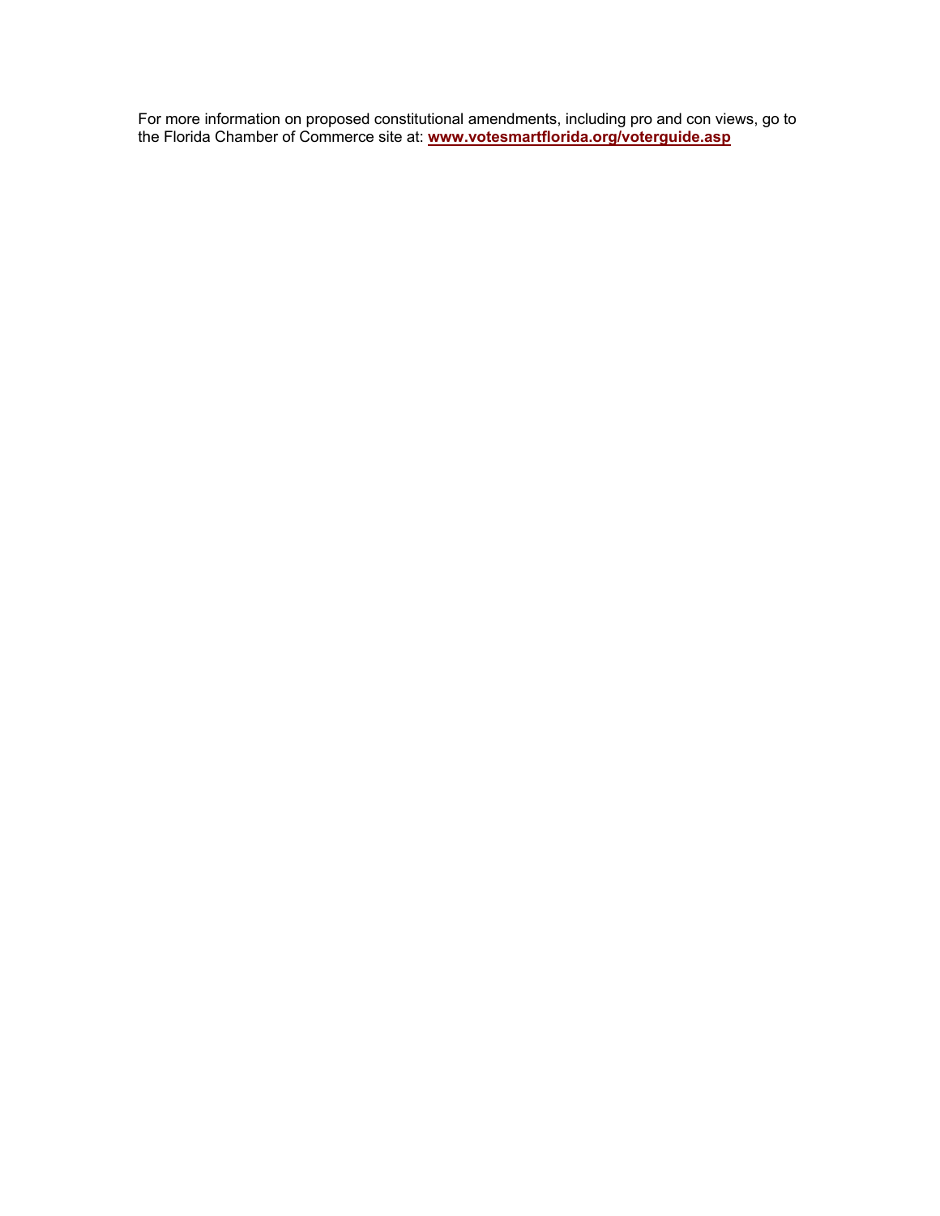For more information on proposed constitutional amendments, including pro and con views, go to the Florida Chamber of Commerce site at: **www.votesmartflorida.org/voterguide.asp**